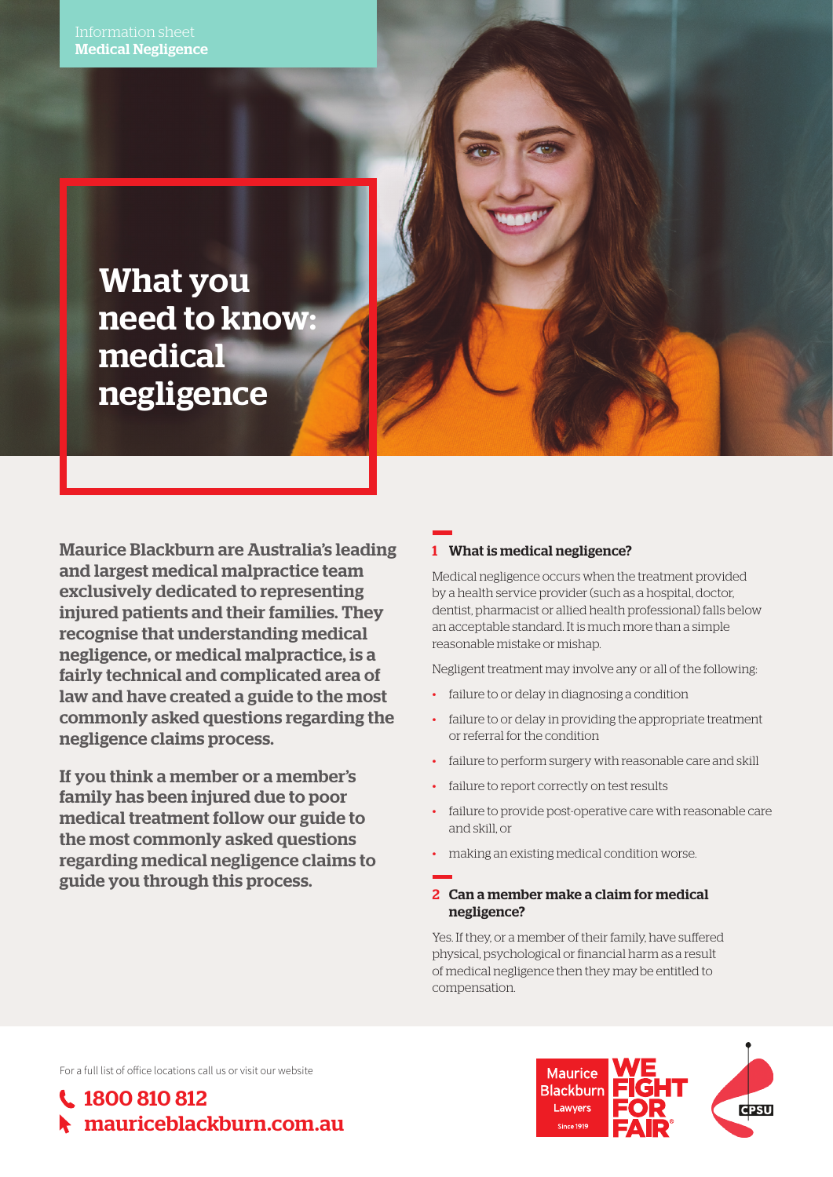Information sheet
**Medical Negligence**

# What you need to know: medical negligence

**Maurice Blackburn are Australia's leading and largest medical malpractice team exclusively dedicated to representing injured patients and their families. They recognise that understanding medical negligence, or medical malpractice, is a fairly technical and complicated area of law and have created a guide to the most commonly asked questions regarding the negligence claims process.**

**If you think a member or a member's family has been injured due to poor medical treatment follow our guide to the most commonly asked questions regarding medical negligence claims to guide you through this process.**

## 1 What is medical negligence?

Medical negligence occurs when the treatment provided by a health service provider (such as a hospital, doctor, dentist, pharmacist or allied health professional) falls below an acceptable standard. It is much more than a simple reasonable mistake or mishap.

Negligent treatment may involve any or all of the following:

- failure to or delay in diagnosing a condition
- failure to or delay in providing the appropriate treatment or referral for the condition
- failure to perform surgery with reasonable care and skill
- failure to report correctly on test results
- failure to provide post-operative care with reasonable care and skill, or
- making an existing medical condition worse.

## 2 Can a member make a claim for medical negligence?

Yes. If they, or a member of their family, have suffered physical, psychological or financial harm as a result of medical negligence then they may be entitled to compensation.

For a full list of office locations call us or visit our website

1800 810 812
mauriceblackburn.com.au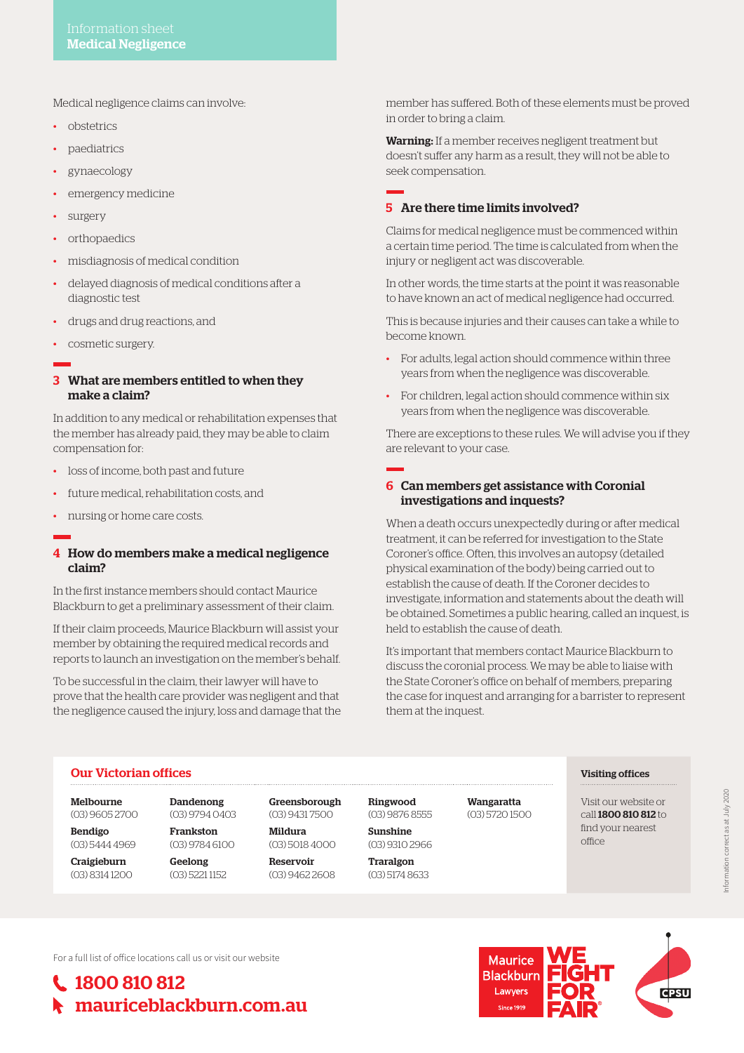Information sheet
**Medical Negligence**

Medical negligence claims can involve:

- obstetrics
- paediatrics
- gynaecology
- emergency medicine
- surgery
- orthopaedics
- misdiagnosis of medical condition
- delayed diagnosis of medical conditions after a diagnostic test
- drugs and drug reactions, and
- cosmetic surgery.

## 3 What are members entitled to when they make a claim?

In addition to any medical or rehabilitation expenses that the member has already paid, they may be able to claim compensation for:

- loss of income, both past and future
- future medical, rehabilitation costs, and
- nursing or home care costs.

## 4 How do members make a medical negligence claim?

In the first instance members should contact Maurice Blackburn to get a preliminary assessment of their claim.

If their claim proceeds, Maurice Blackburn will assist your member by obtaining the required medical records and reports to launch an investigation on the member's behalf.

To be successful in the claim, their lawyer will have to prove that the health care provider was negligent and that the negligence caused the injury, loss and damage that the member has suffered. Both of these elements must be proved in order to bring a claim.

**Warning:** If a member receives negligent treatment but doesn't suffer any harm as a result, they will not be able to seek compensation.

## 5 Are there time limits involved?

Claims for medical negligence must be commenced within a certain time period. The time is calculated from when the injury or negligent act was discoverable.

In other words, the time starts at the point it was reasonable to have known an act of medical negligence had occurred.

This is because injuries and their causes can take a while to become known.

- For adults, legal action should commence within three years from when the negligence was discoverable.
- For children, legal action should commence within six years from when the negligence was discoverable.

There are exceptions to these rules. We will advise you if they are relevant to your case.

## 6 Can members get assistance with Coronial investigations and inquests?

When a death occurs unexpectedly during or after medical treatment, it can be referred for investigation to the State Coroner's office. Often, this involves an autopsy (detailed physical examination of the body) being carried out to establish the cause of death. If the Coroner decides to investigate, information and statements about the death will be obtained. Sometimes a public hearing, called an inquest, is held to establish the cause of death.

It's important that members contact Maurice Blackburn to discuss the coronial process. We may be able to liaise with the State Coroner's office on behalf of members, preparing the case for inquest and arranging for a barrister to represent them at the inquest.

## Our Victorian offices

**Melbourne** (03) 9605 2700
**Bendigo** (03) 5444 4969
**Craigieburn** (03) 8314 1200
**Dandenong** (03) 9794 0403
**Frankston** (03) 9784 6100
**Geelong** (03) 5221 1152
**Greensborough** (03) 9431 7500
**Mildura** (03) 5018 4000
**Reservoir** (03) 9462 2608
**Ringwood** (03) 9876 8555
**Sunshine** (03) 9310 2966
**Traralgon** (03) 5174 8633
**Wangaratta** (03) 5720 1500

**Visiting offices**

Visit our website or call **1800 810 812** to find your nearest office

Information correct as at July 2020

For a full list of office locations call us or visit our website

**1800 810 812**
**mauriceblackburn.com.au**

Maurice Blackburn Lawyers Since 1919 WE FIGHT FOR FAIR®

CPSU